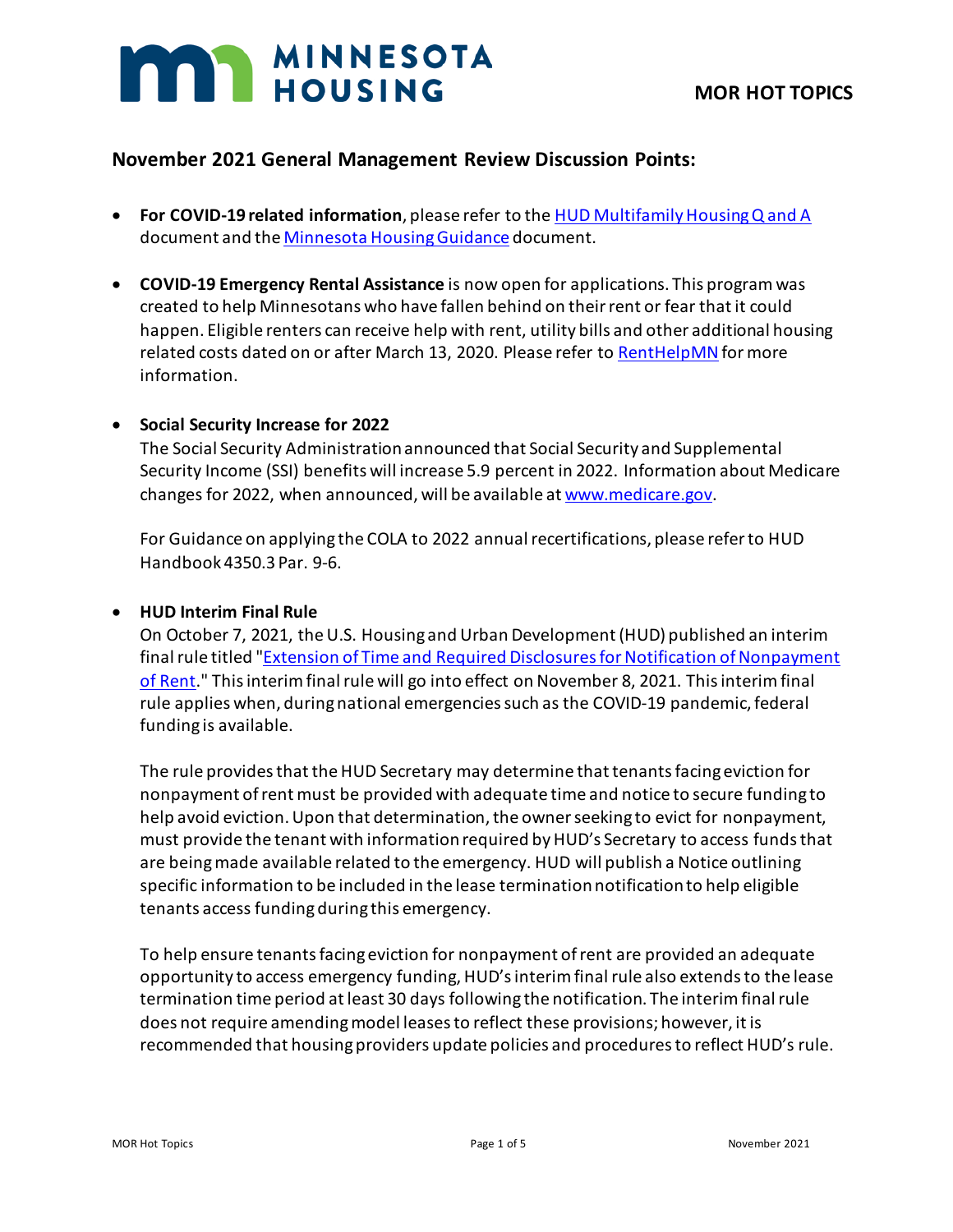# MINNESOTA HOUSING

## MOR HOT TOPICS

### November 2021 General Management Review Discussion Points:

- **For COVID-19 related information**, please refer to the [HUD Multifamily Housing Q and A]() document and the [Minnesota Housing Guidance]() document.

- **COVID-19 Emergency Rental Assistance** is now open for applications. This program was created to help Minnesotans who have fallen behind on their rent or fear that it could happen. Eligible renters can receive help with rent, utility bills and other additional housing related costs dated on or after March 13, 2020. Please refer to [RentHelpMN]() for more information.

- **Social Security Increase for 2022**
  The Social Security Administration announced that Social Security and Supplemental Security Income (SSI) benefits will increase 5.9 percent in 2022. Information about Medicare changes for 2022, when announced, will be available at [www.medicare.gov]().

  For Guidance on applying the COLA to 2022 annual recertifications, please refer to HUD Handbook 4350.3 Par. 9-6.

- **HUD Interim Final Rule**
  On October 7, 2021, the U.S. Housing and Urban Development (HUD) published an interim final rule titled "[Extension of Time and Required Disclosures for Notification of Nonpayment of Rent]()." This interim final rule will go into effect on November 8, 2021. This interim final rule applies when, during national emergencies such as the COVID-19 pandemic, federal funding is available.

  The rule provides that the HUD Secretary may determine that tenants facing eviction for nonpayment of rent must be provided with adequate time and notice to secure funding to help avoid eviction. Upon that determination, the owner seeking to evict for nonpayment, must provide the tenant with information required by HUD's Secretary to access funds that are being made available related to the emergency. HUD will publish a Notice outlining specific information to be included in the lease termination notification to help eligible tenants access funding during this emergency.

  To help ensure tenants facing eviction for nonpayment of rent are provided an adequate opportunity to access emergency funding, HUD's interim final rule also extends to the lease termination time period at least 30 days following the notification. The interim final rule does not require amending model leases to reflect these provisions; however, it is recommended that housing providers update policies and procedures to reflect HUD's rule.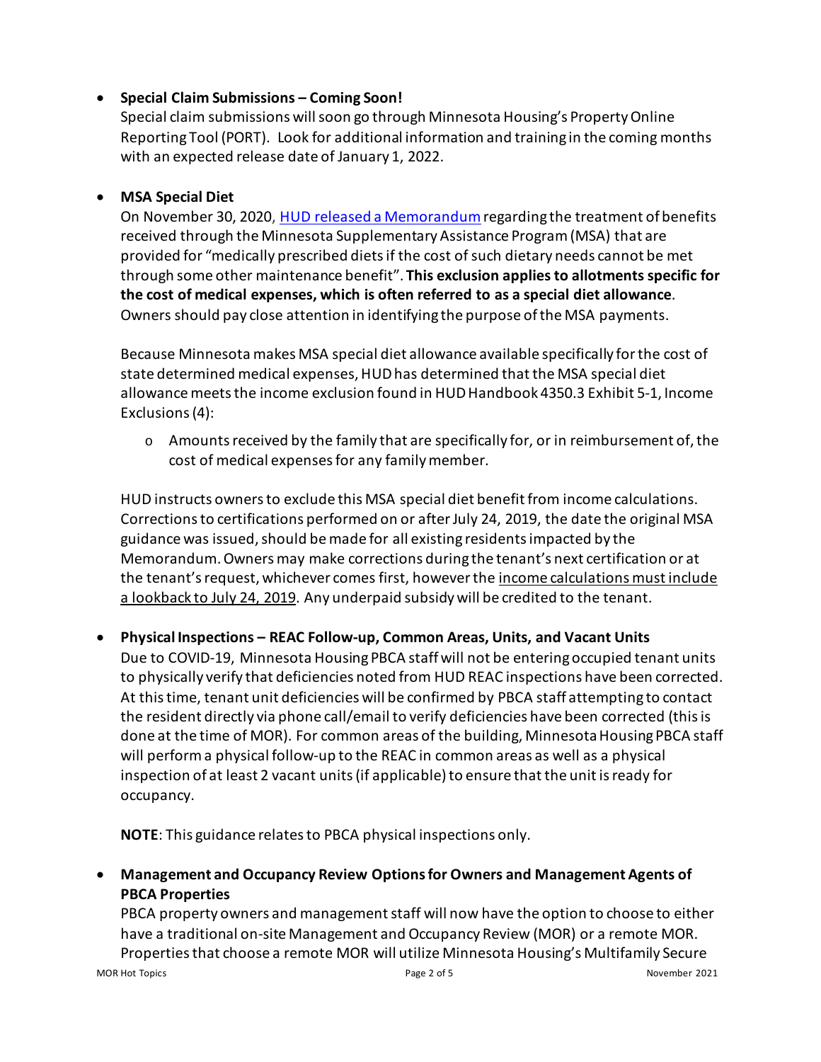- **Special Claim Submissions – Coming Soon!**
  Special claim submissions will soon go through Minnesota Housing's Property Online Reporting Tool (PORT). Look for additional information and training in the coming months with an expected release date of January 1, 2022.

- **MSA Special Diet**
  On November 30, 2020, [HUD released a Memorandum]() regarding the treatment of benefits received through the Minnesota Supplementary Assistance Program (MSA) that are provided for "medically prescribed diets if the cost of such dietary needs cannot be met through some other maintenance benefit". **This exclusion applies to allotments specific for the cost of medical expenses, which is often referred to as a special diet allowance**. Owners should pay close attention in identifying the purpose of the MSA payments.

  Because Minnesota makes MSA special diet allowance available specifically for the cost of state determined medical expenses, HUD has determined that the MSA special diet allowance meets the income exclusion found in HUD Handbook 4350.3 Exhibit 5-1, Income Exclusions (4):

  - Amounts received by the family that are specifically for, or in reimbursement of, the cost of medical expenses for any family member.

  HUD instructs owners to exclude this MSA special diet benefit from income calculations. Corrections to certifications performed on or after July 24, 2019, the date the original MSA guidance was issued, should be made for all existing residents impacted by the Memorandum. Owners may make corrections during the tenant's next certification or at the tenant's request, whichever comes first, however the <u>income calculations must include a lookback to July 24, 2019</u>. Any underpaid subsidy will be credited to the tenant.

- **Physical Inspections – REAC Follow-up, Common Areas, Units, and Vacant Units**
  Due to COVID-19, Minnesota Housing PBCA staff will not be entering occupied tenant units to physically verify that deficiencies noted from HUD REAC inspections have been corrected. At this time, tenant unit deficiencies will be confirmed by PBCA staff attempting to contact the resident directly via phone call/email to verify deficiencies have been corrected (this is done at the time of MOR). For common areas of the building, Minnesota Housing PBCA staff will perform a physical follow-up to the REAC in common areas as well as a physical inspection of at least 2 vacant units (if applicable) to ensure that the unit is ready for occupancy.

  **NOTE**: This guidance relates to PBCA physical inspections only.

- **Management and Occupancy Review Options for Owners and Management Agents of PBCA Properties**
  PBCA property owners and management staff will now have the option to choose to either have a traditional on-site Management and Occupancy Review (MOR) or a remote MOR. Properties that choose a remote MOR will utilize Minnesota Housing's Multifamily Secure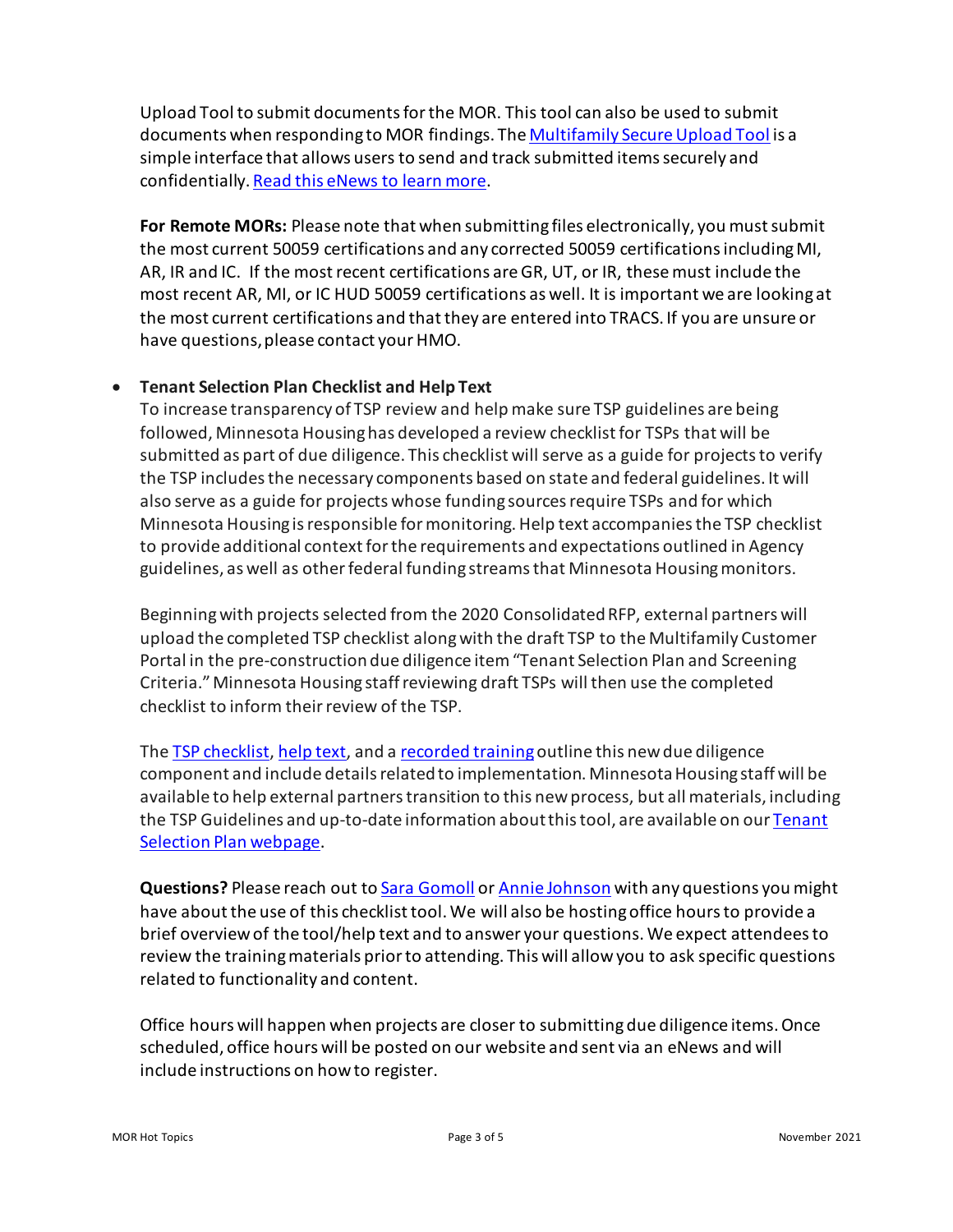Upload Tool to submit documents for the MOR. This tool can also be used to submit documents when responding to MOR findings. The [Multifamily Secure Upload Tool]() is a simple interface that allows users to send and track submitted items securely and confidentially. [Read this eNews to learn more]().

**For Remote MORs:** Please note that when submitting files electronically, you must submit the most current 50059 certifications and any corrected 50059 certifications including MI, AR, IR and IC. If the most recent certifications are GR, UT, or IR, these must include the most recent AR, MI, or IC HUD 50059 certifications as well. It is important we are looking at the most current certifications and that they are entered into TRACS. If you are unsure or have questions, please contact your HMO.

- **Tenant Selection Plan Checklist and Help Text**

  To increase transparency of TSP review and help make sure TSP guidelines are being followed, Minnesota Housing has developed a review checklist for TSPs that will be submitted as part of due diligence. This checklist will serve as a guide for projects to verify the TSP includes the necessary components based on state and federal guidelines. It will also serve as a guide for projects whose funding sources require TSPs and for which Minnesota Housing is responsible for monitoring. Help text accompanies the TSP checklist to provide additional context for the requirements and expectations outlined in Agency guidelines, as well as other federal funding streams that Minnesota Housing monitors.

  Beginning with projects selected from the 2020 Consolidated RFP, external partners will upload the completed TSP checklist along with the draft TSP to the Multifamily Customer Portal in the pre-construction due diligence item "Tenant Selection Plan and Screening Criteria." Minnesota Housing staff reviewing draft TSPs will then use the completed checklist to inform their review of the TSP.

  The [TSP checklist](), [help text](), and a [recorded training]() outline this new due diligence component and include details related to implementation. Minnesota Housing staff will be available to help external partners transition to this new process, but all materials, including the TSP Guidelines and up-to-date information about this tool, are available on our [Tenant Selection Plan webpage]().

  **Questions?** Please reach out to [Sara Gomoll]() or [Annie Johnson]() with any questions you might have about the use of this checklist tool. We will also be hosting office hours to provide a brief overview of the tool/help text and to answer your questions. We expect attendees to review the training materials prior to attending. This will allow you to ask specific questions related to functionality and content.

  Office hours will happen when projects are closer to submitting due diligence items. Once scheduled, office hours will be posted on our website and sent via an eNews and will include instructions on how to register.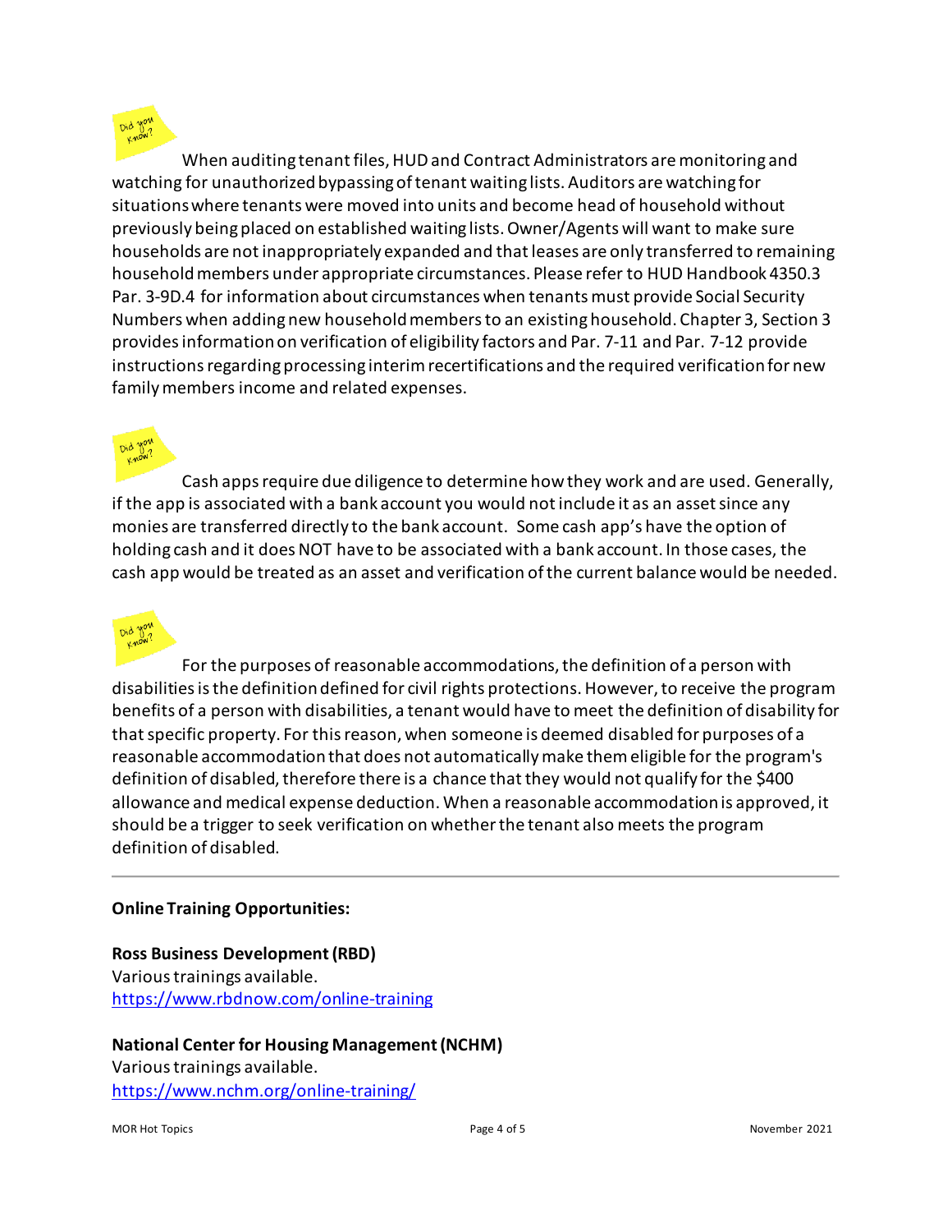When auditing tenant files, HUD and Contract Administrators are monitoring and watching for unauthorized bypassing of tenant waiting lists. Auditors are watching for situations where tenants were moved into units and become head of household without previously being placed on established waiting lists. Owner/Agents will want to make sure households are not inappropriately expanded and that leases are only transferred to remaining household members under appropriate circumstances. Please refer to HUD Handbook 4350.3 Par. 3-9D.4 for information about circumstances when tenants must provide Social Security Numbers when adding new household members to an existing household. Chapter 3, Section 3 provides information on verification of eligibility factors and Par. 7-11 and Par. 7-12 provide instructions regarding processing interim recertifications and the required verification for new family members income and related expenses.

Cash apps require due diligence to determine how they work and are used. Generally, if the app is associated with a bank account you would not include it as an asset since any monies are transferred directly to the bank account. Some cash app's have the option of holding cash and it does NOT have to be associated with a bank account. In those cases, the cash app would be treated as an asset and verification of the current balance would be needed.

For the purposes of reasonable accommodations, the definition of a person with disabilities is the definition defined for civil rights protections. However, to receive the program benefits of a person with disabilities, a tenant would have to meet the definition of disability for that specific property. For this reason, when someone is deemed disabled for purposes of a reasonable accommodation that does not automatically make them eligible for the program's definition of disabled, therefore there is a chance that they would not qualify for the $400 allowance and medical expense deduction. When a reasonable accommodation is approved, it should be a trigger to seek verification on whether the tenant also meets the program definition of disabled.

---

**Online Training Opportunities:**

**Ross Business Development (RBD)**
Various trainings available.
https://www.rbdnow.com/online-training

**National Center for Housing Management (NCHM)**
Various trainings available.
https://www.nchm.org/online-training/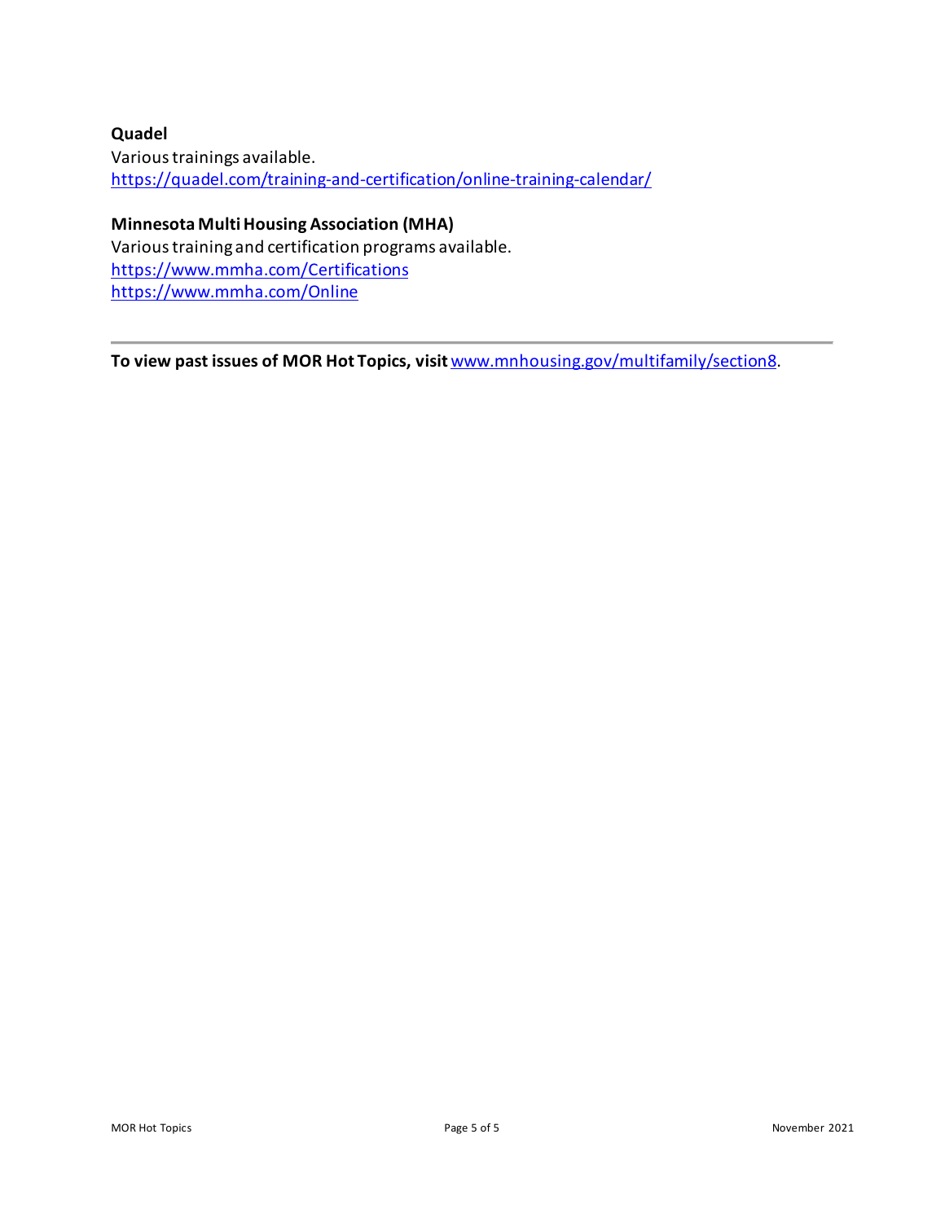**Quadel**
Various trainings available.
https://quadel.com/training-and-certification/online-training-calendar/

**Minnesota Multi Housing Association (MHA)**
Various training and certification programs available.
https://www.mmha.com/Certifications
https://www.mmha.com/Online

---

**To view past issues of MOR Hot Topics, visit** www.mnhousing.gov/multifamily/section8.